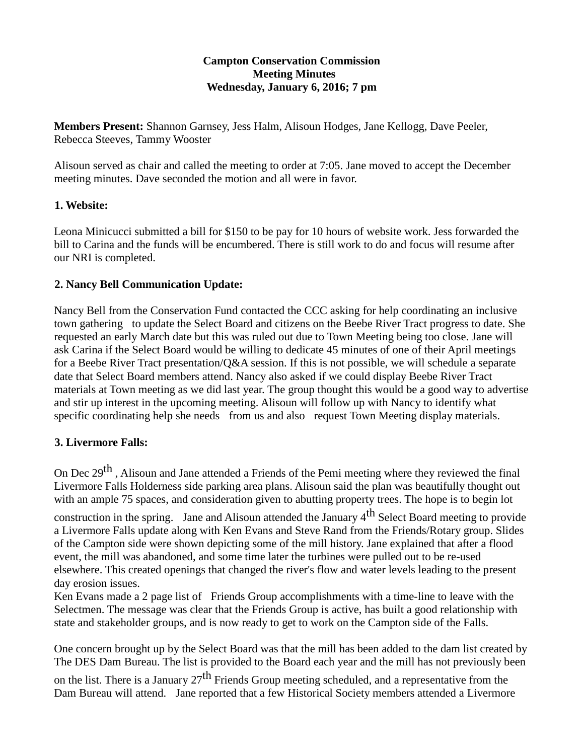**Campton Conservation Commission**
**Meeting Minutes**
**Wednesday, January 6, 2016; 7 pm**

**Members Present:** Shannon Garnsey, Jess Halm, Alisoun Hodges, Jane Kellogg, Dave Peeler, Rebecca Steeves, Tammy Wooster

Alisoun served as chair and called the meeting to order at 7:05. Jane moved to accept the December meeting minutes. Dave seconded the motion and all were in favor.

## 1. Website:

Leona Minicucci submitted a bill for $150 to be pay for 10 hours of website work. Jess forwarded the bill to Carina and the funds will be encumbered. There is still work to do and focus will resume after our NRI is completed.

## 2. Nancy Bell Communication Update:

Nancy Bell from the Conservation Fund contacted the CCC asking for help coordinating an inclusive town gathering to update the Select Board and citizens on the Beebe River Tract progress to date. She requested an early March date but this was ruled out due to Town Meeting being too close. Jane will ask Carina if the Select Board would be willing to dedicate 45 minutes of one of their April meetings for a Beebe River Tract presentation/Q&A session. If this is not possible, we will schedule a separate date that Select Board members attend. Nancy also asked if we could display Beebe River Tract materials at Town meeting as we did last year. The group thought this would be a good way to advertise and stir up interest in the upcoming meeting. Alisoun will follow up with Nancy to identify what specific coordinating help she needs from us and also request Town Meeting display materials.

## 3. Livermore Falls:

On Dec 29th , Alisoun and Jane attended a Friends of the Pemi meeting where they reviewed the final Livermore Falls Holderness side parking area plans. Alisoun said the plan was beautifully thought out with an ample 75 spaces, and consideration given to abutting property trees. The hope is to begin lot construction in the spring. Jane and Alisoun attended the January 4th Select Board meeting to provide a Livermore Falls update along with Ken Evans and Steve Rand from the Friends/Rotary group. Slides of the Campton side were shown depicting some of the mill history. Jane explained that after a flood event, the mill was abandoned, and some time later the turbines were pulled out to be re-used elsewhere. This created openings that changed the river's flow and water levels leading to the present day erosion issues.
Ken Evans made a 2 page list of Friends Group accomplishments with a time-line to leave with the Selectmen. The message was clear that the Friends Group is active, has built a good relationship with state and stakeholder groups, and is now ready to get to work on the Campton side of the Falls.

One concern brought up by the Select Board was that the mill has been added to the dam list created by The DES Dam Bureau. The list is provided to the Board each year and the mill has not previously been on the list. There is a January 27th Friends Group meeting scheduled, and a representative from the Dam Bureau will attend. Jane reported that a few Historical Society members attended a Livermore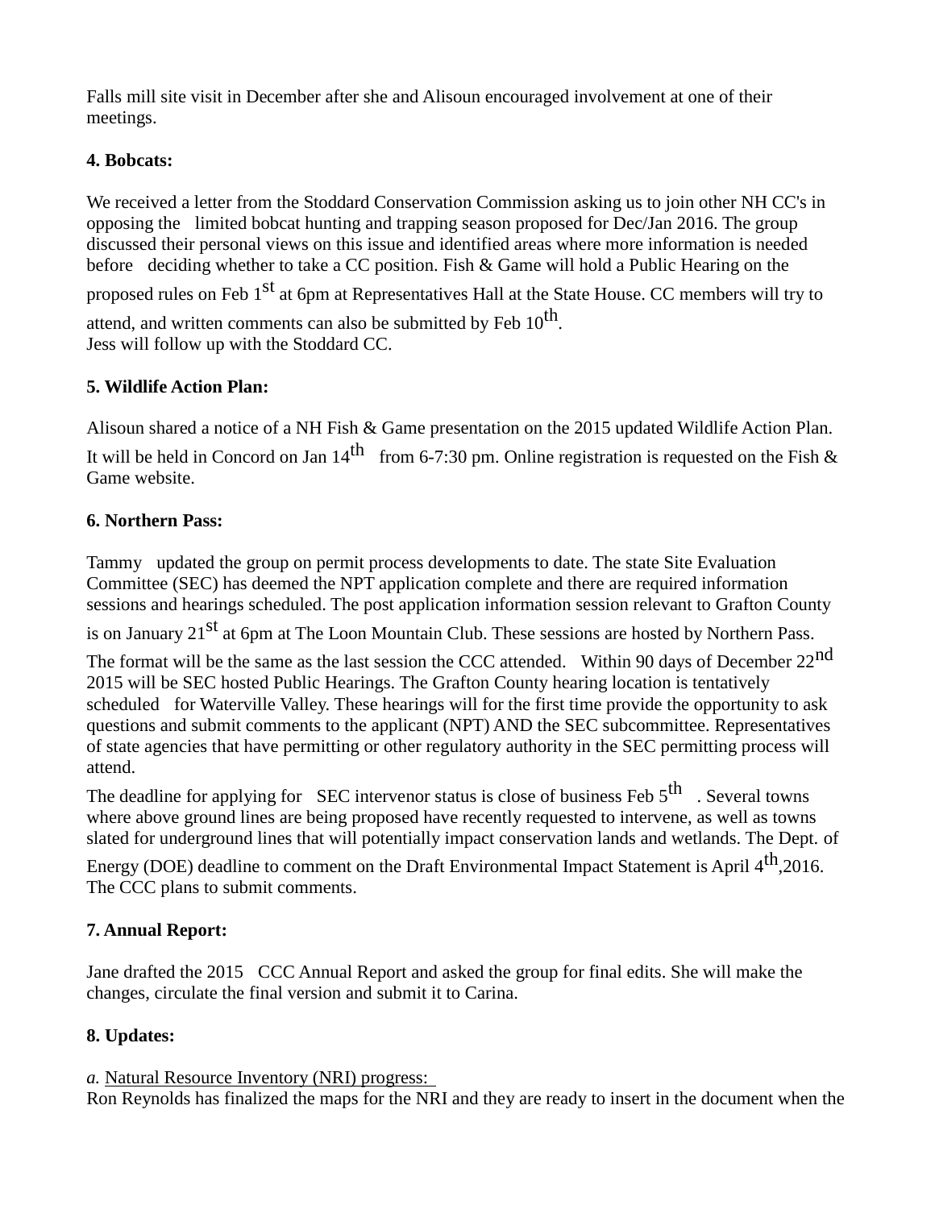Falls mill site visit in December after she and Alisoun encouraged involvement at one of their meetings.

**4. Bobcats:**

We received a letter from the Stoddard Conservation Commission asking us to join other NH CC's in opposing the limited bobcat hunting and trapping season proposed for Dec/Jan 2016. The group discussed their personal views on this issue and identified areas where more information is needed before deciding whether to take a CC position. Fish & Game will hold a Public Hearing on the proposed rules on Feb 1st at 6pm at Representatives Hall at the State House. CC members will try to attend, and written comments can also be submitted by Feb 10th.
Jess will follow up with the Stoddard CC.

**5. Wildlife Action Plan:**

Alisoun shared a notice of a NH Fish & Game presentation on the 2015 updated Wildlife Action Plan. It will be held in Concord on Jan 14th from 6-7:30 pm. Online registration is requested on the Fish & Game website.

**6. Northern Pass:**

Tammy updated the group on permit process developments to date. The state Site Evaluation Committee (SEC) has deemed the NPT application complete and there are required information sessions and hearings scheduled. The post application information session relevant to Grafton County is on January 21st at 6pm at The Loon Mountain Club. These sessions are hosted by Northern Pass. The format will be the same as the last session the CCC attended. Within 90 days of December 22nd 2015 will be SEC hosted Public Hearings. The Grafton County hearing location is tentatively scheduled for Waterville Valley. These hearings will for the first time provide the opportunity to ask questions and submit comments to the applicant (NPT) AND the SEC subcommittee. Representatives of state agencies that have permitting or other regulatory authority in the SEC permitting process will attend.

The deadline for applying for SEC intervenor status is close of business Feb 5th . Several towns where above ground lines are being proposed have recently requested to intervene, as well as towns slated for underground lines that will potentially impact conservation lands and wetlands. The Dept. of Energy (DOE) deadline to comment on the Draft Environmental Impact Statement is April 4th,2016. The CCC plans to submit comments.

**7. Annual Report:**

Jane drafted the 2015 CCC Annual Report and asked the group for final edits. She will make the changes, circulate the final version and submit it to Carina.

**8. Updates:**

*a.* Natural Resource Inventory (NRI) progress:
Ron Reynolds has finalized the maps for the NRI and they are ready to insert in the document when the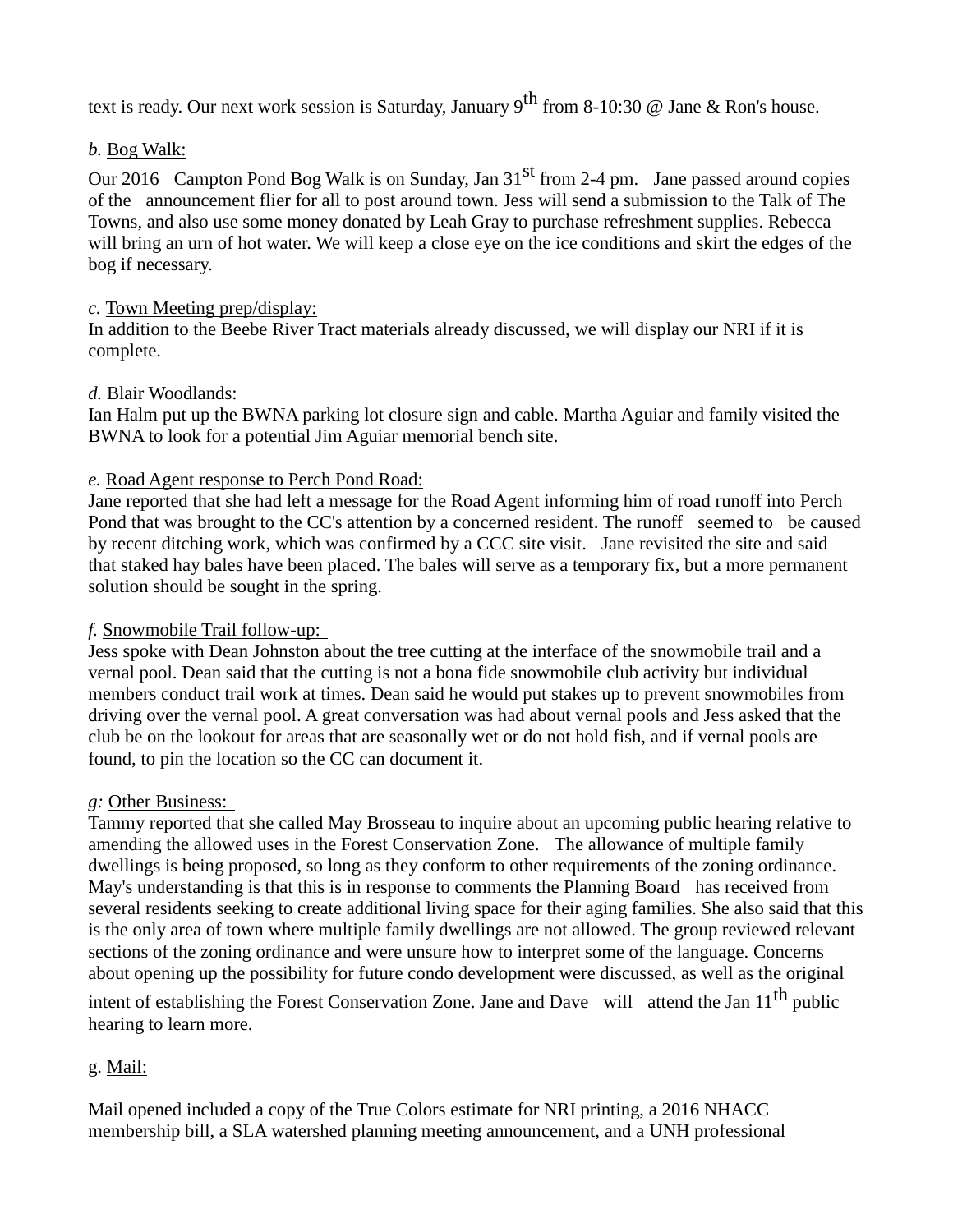text is ready. Our next work session is Saturday, January 9th from 8-10:30 @ Jane & Ron's house.

*b.* Bog Walk:

Our 2016 Campton Pond Bog Walk is on Sunday, Jan 31st from 2-4 pm. Jane passed around copies of the announcement flier for all to post around town. Jess will send a submission to the Talk of The Towns, and also use some money donated by Leah Gray to purchase refreshment supplies. Rebecca will bring an urn of hot water. We will keep a close eye on the ice conditions and skirt the edges of the bog if necessary.

*c.* Town Meeting prep/display:

In addition to the Beebe River Tract materials already discussed, we will display our NRI if it is complete.

*d.* Blair Woodlands:

Ian Halm put up the BWNA parking lot closure sign and cable. Martha Aguiar and family visited the BWNA to look for a potential Jim Aguiar memorial bench site.

*e.* Road Agent response to Perch Pond Road:

Jane reported that she had left a message for the Road Agent informing him of road runoff into Perch Pond that was brought to the CC's attention by a concerned resident. The runoff seemed to be caused by recent ditching work, which was confirmed by a CCC site visit. Jane revisited the site and said that staked hay bales have been placed. The bales will serve as a temporary fix, but a more permanent solution should be sought in the spring.

*f.* Snowmobile Trail follow-up:

Jess spoke with Dean Johnston about the tree cutting at the interface of the snowmobile trail and a vernal pool. Dean said that the cutting is not a bona fide snowmobile club activity but individual members conduct trail work at times. Dean said he would put stakes up to prevent snowmobiles from driving over the vernal pool. A great conversation was had about vernal pools and Jess asked that the club be on the lookout for areas that are seasonally wet or do not hold fish, and if vernal pools are found, to pin the location so the CC can document it.

*g:* Other Business:

Tammy reported that she called May Brosseau to inquire about an upcoming public hearing relative to amending the allowed uses in the Forest Conservation Zone. The allowance of multiple family dwellings is being proposed, so long as they conform to other requirements of the zoning ordinance. May's understanding is that this is in response to comments the Planning Board has received from several residents seeking to create additional living space for their aging families. She also said that this is the only area of town where multiple family dwellings are not allowed. The group reviewed relevant sections of the zoning ordinance and were unsure how to interpret some of the language. Concerns about opening up the possibility for future condo development were discussed, as well as the original intent of establishing the Forest Conservation Zone. Jane and Dave will attend the Jan 11th public hearing to learn more.

g. Mail:

Mail opened included a copy of the True Colors estimate for NRI printing, a 2016 NHACC membership bill, a SLA watershed planning meeting announcement, and a UNH professional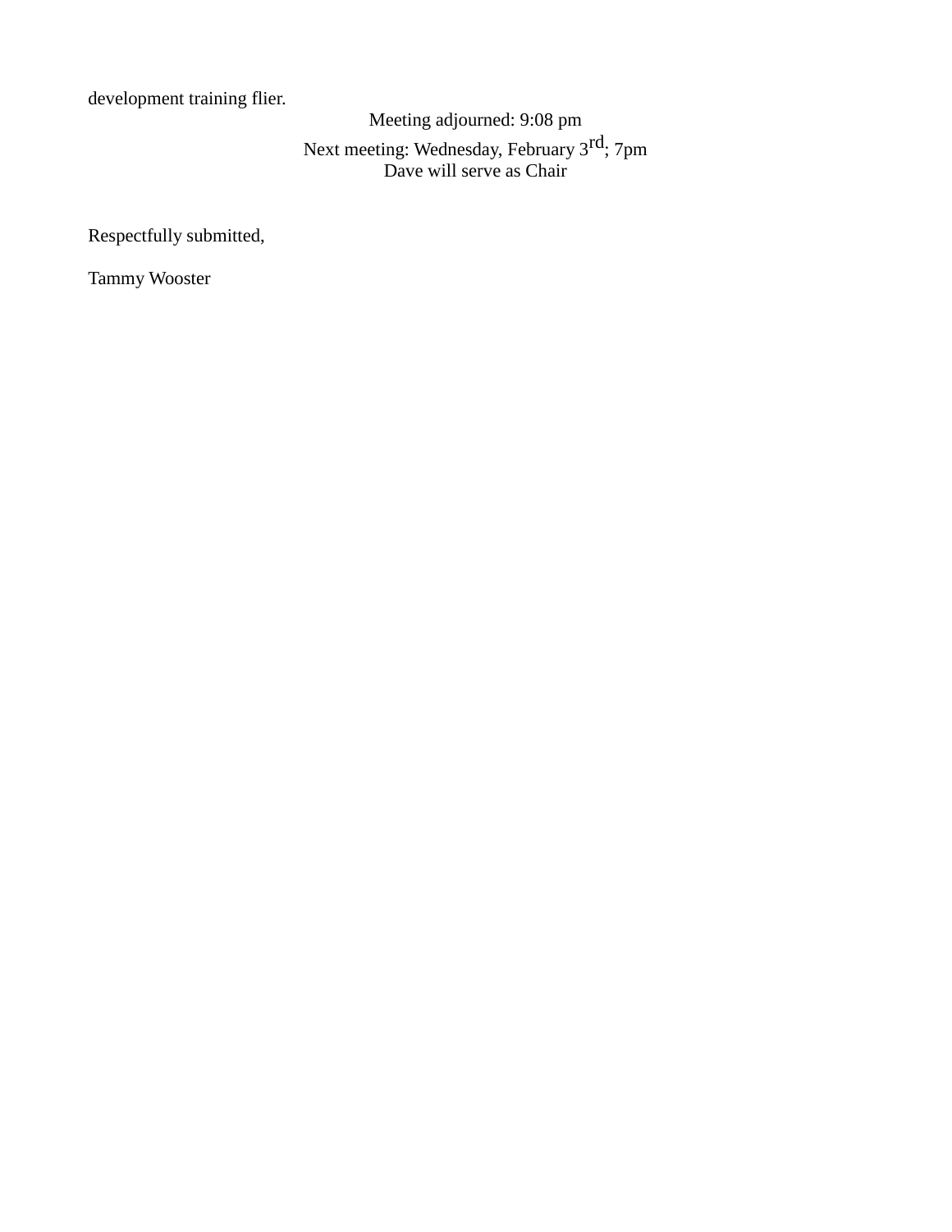development training flier.

Meeting adjourned: 9:08 pm

Next meeting: Wednesday, February 3rd; 7pm

Dave will serve as Chair

Respectfully submitted,

Tammy Wooster